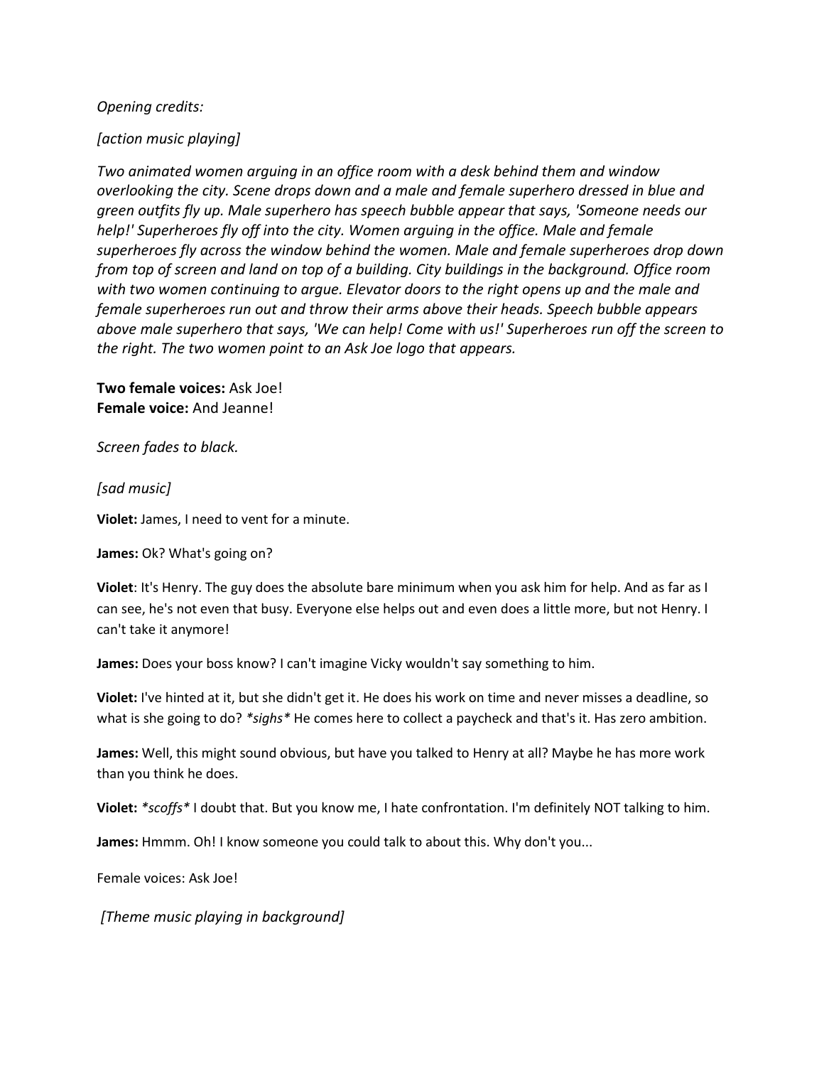*Opening credits:*

*[action music playing]*

*Two animated women arguing in an office room with a desk behind them and window overlooking the city. Scene drops down and a male and female superhero dressed in blue and green outfits fly up. Male superhero has speech bubble appear that says, 'Someone needs our help!' Superheroes fly off into the city. Women arguing in the office. Male and female superheroes fly across the window behind the women. Male and female superheroes drop down from top of screen and land on top of a building. City buildings in the background. Office room with two women continuing to argue. Elevator doors to the right opens up and the male and female superheroes run out and throw their arms above their heads. Speech bubble appears above male superhero that says, 'We can help! Come with us!' Superheroes run off the screen to the right. The two women point to an Ask Joe logo that appears.*

**Two female voices:** Ask Joe!
**Female voice:** And Jeanne!

*Screen fades to black.*

*[sad music]*

**Violet:** James, I need to vent for a minute.

**James:** Ok? What's going on?

**Violet**: It's Henry. The guy does the absolute bare minimum when you ask him for help. And as far as I can see, he's not even that busy. Everyone else helps out and even does a little more, but not Henry. I can't take it anymore!

**James:** Does your boss know? I can't imagine Vicky wouldn't say something to him.

**Violet:** I've hinted at it, but she didn't get it. He does his work on time and never misses a deadline, so what is she going to do? *\*sighs\** He comes here to collect a paycheck and that's it. Has zero ambition.

**James:** Well, this might sound obvious, but have you talked to Henry at all? Maybe he has more work than you think he does.

**Violet:** *\*scoffs\** I doubt that. But you know me, I hate confrontation. I'm definitely NOT talking to him.

**James:** Hmmm. Oh! I know someone you could talk to about this. Why don't you...

Female voices: Ask Joe!

*[Theme music playing in background]*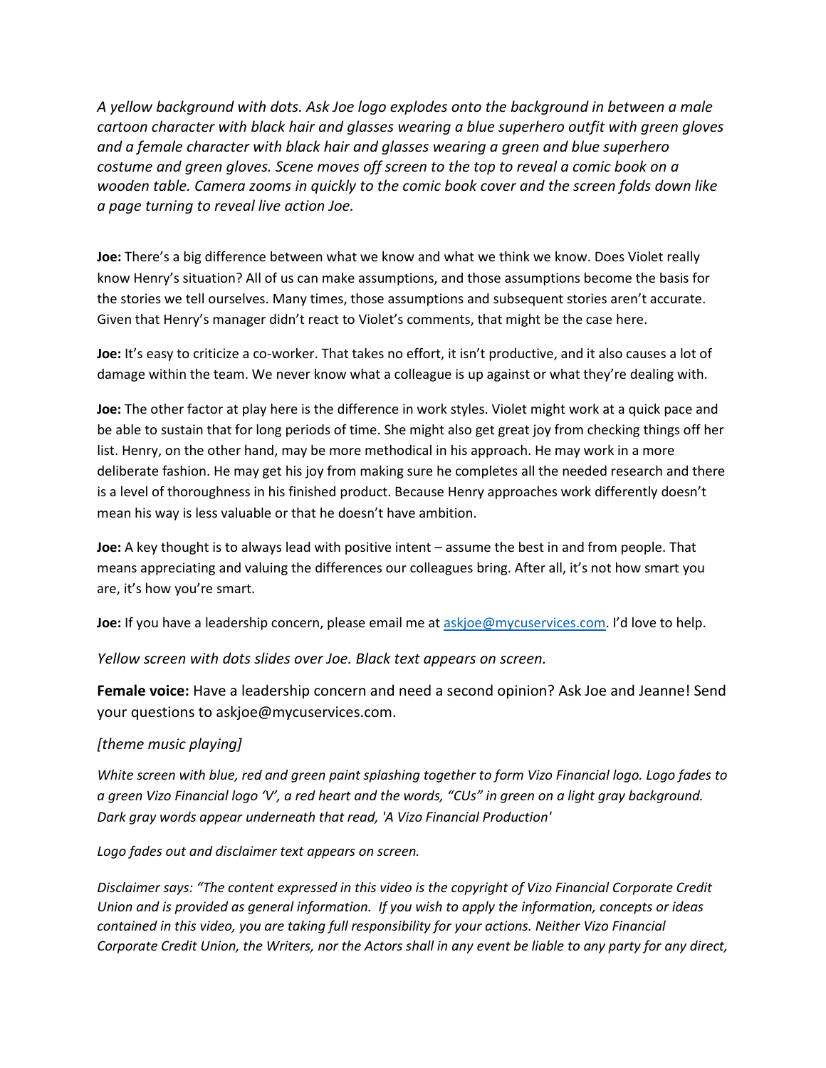*A yellow background with dots. Ask Joe logo explodes onto the background in between a male cartoon character with black hair and glasses wearing a blue superhero outfit with green gloves and a female character with black hair and glasses wearing a green and blue superhero costume and green gloves. Scene moves off screen to the top to reveal a comic book on a wooden table. Camera zooms in quickly to the comic book cover and the screen folds down like a page turning to reveal live action Joe.*

**Joe:** There's a big difference between what we know and what we think we know. Does Violet really know Henry's situation? All of us can make assumptions, and those assumptions become the basis for the stories we tell ourselves. Many times, those assumptions and subsequent stories aren't accurate. Given that Henry's manager didn't react to Violet's comments, that might be the case here.

**Joe:** It's easy to criticize a co-worker. That takes no effort, it isn't productive, and it also causes a lot of damage within the team. We never know what a colleague is up against or what they're dealing with.

**Joe:** The other factor at play here is the difference in work styles. Violet might work at a quick pace and be able to sustain that for long periods of time. She might also get great joy from checking things off her list. Henry, on the other hand, may be more methodical in his approach. He may work in a more deliberate fashion. He may get his joy from making sure he completes all the needed research and there is a level of thoroughness in his finished product. Because Henry approaches work differently doesn't mean his way is less valuable or that he doesn't have ambition.

**Joe:** A key thought is to always lead with positive intent – assume the best in and from people. That means appreciating and valuing the differences our colleagues bring. After all, it's not how smart you are, it's how you're smart.

**Joe:** If you have a leadership concern, please email me at [askjoe@mycuservices.com](mailto:askjoe@mycuservices.com). I'd love to help.

*Yellow screen with dots slides over Joe. Black text appears on screen.*

**Female voice:** Have a leadership concern and need a second opinion? Ask Joe and Jeanne! Send your questions to askjoe@mycuservices.com.

*[theme music playing]*

*White screen with blue, red and green paint splashing together to form Vizo Financial logo. Logo fades to a green Vizo Financial logo 'V', a red heart and the words, "CUs" in green on a light gray background. Dark gray words appear underneath that read, 'A Vizo Financial Production'*

*Logo fades out and disclaimer text appears on screen.*

*Disclaimer says: "The content expressed in this video is the copyright of Vizo Financial Corporate Credit Union and is provided as general information. If you wish to apply the information, concepts or ideas contained in this video, you are taking full responsibility for your actions. Neither Vizo Financial Corporate Credit Union, the Writers, nor the Actors shall in any event be liable to any party for any direct,*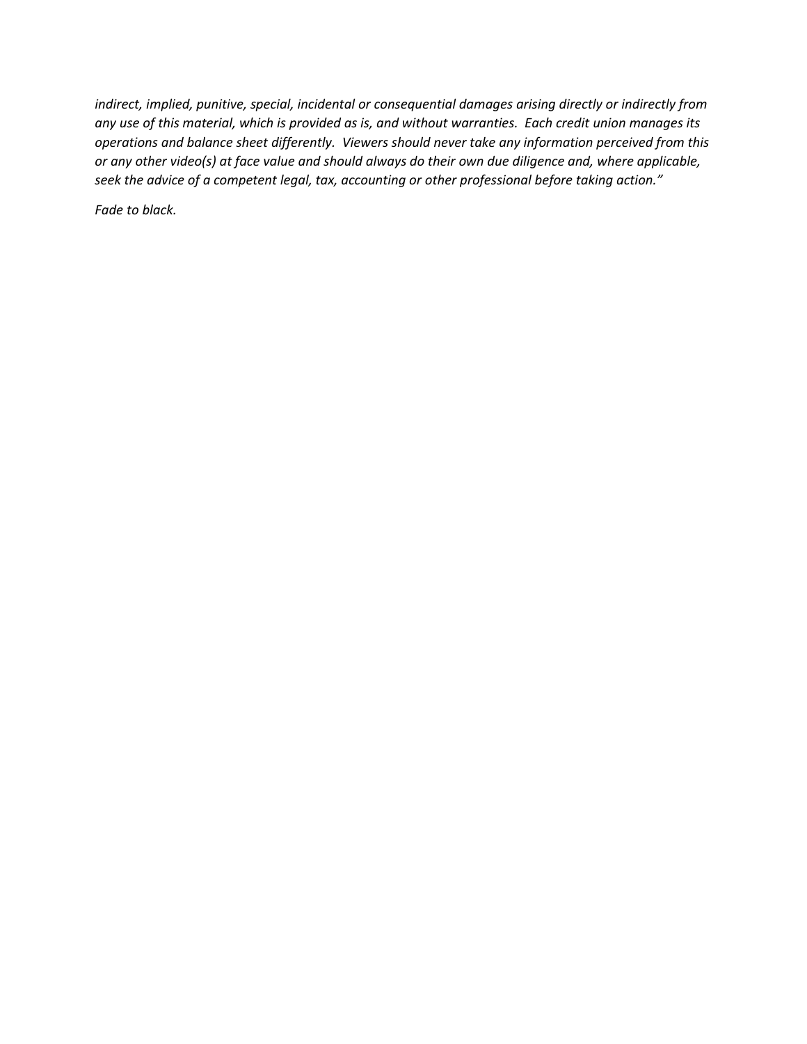*indirect, implied, punitive, special, incidental or consequential damages arising directly or indirectly from any use of this material, which is provided as is, and without warranties. Each credit union manages its operations and balance sheet differently. Viewers should never take any information perceived from this or any other video(s) at face value and should always do their own due diligence and, where applicable, seek the advice of a competent legal, tax, accounting or other professional before taking action."*

*Fade to black.*